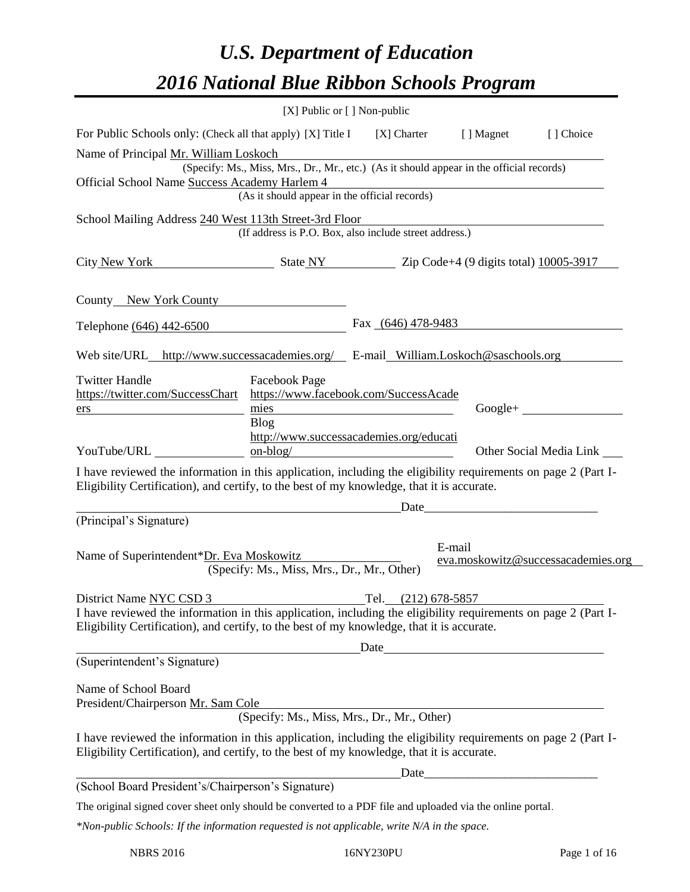# *U.S. Department of Education*

# *2016 National Blue Ribbon Schools Program*

[X] Public or [ ] Non-public

For Public Schools only: (Check all that apply) [X] Title I [X] Charter [ ] Magnet [ ] Choice

Name of Principal Mr. William Loskoch
(Specify: Ms., Miss, Mrs., Dr., Mr., etc.) (As it should appear in the official records)

Official School Name Success Academy Harlem 4
(As it should appear in the official records)

School Mailing Address 240 West 113th Street-3rd Floor
(If address is P.O. Box, also include street address.)

City New York State NY Zip Code+4 (9 digits total) 10005-3917

County New York County

Telephone (646) 442-6500 Fax (646) 478-9483

Web site/URL http://www.successacademies.org/ E-mail William.Loskoch@saschools.org

Twitter Handle https://twitter.com/SuccessCharters

Facebook Page https://www.facebook.com/SuccessAcademies

Google+

Blog http://www.successacademies.org/education-blog/

YouTube/URL

Other Social Media Link

I have reviewed the information in this application, including the eligibility requirements on page 2 (Part I-Eligibility Certification), and certify, to the best of my knowledge, that it is accurate.

_________________________________ Date_________________________
(Principal's Signature)

Name of Superintendent* Dr. Eva Moskowitz
(Specify: Ms., Miss, Mrs., Dr., Mr., Other)

E-mail eva.moskowitz@successacademies.org

District Name NYC CSD 3 Tel. (212) 678-5857

I have reviewed the information in this application, including the eligibility requirements on page 2 (Part I-Eligibility Certification), and certify, to the best of my knowledge, that it is accurate.

_________________________________ Date_________________________
(Superintendent's Signature)

Name of School Board President/Chairperson Mr. Sam Cole
(Specify: Ms., Miss, Mrs., Dr., Mr., Other)

I have reviewed the information in this application, including the eligibility requirements on page 2 (Part I-Eligibility Certification), and certify, to the best of my knowledge, that it is accurate.

_________________________________ Date_________________________
(School Board President's/Chairperson's Signature)

The original signed cover sheet only should be converted to a PDF file and uploaded via the online portal.

*\*Non-public Schools: If the information requested is not applicable, write N/A in the space.*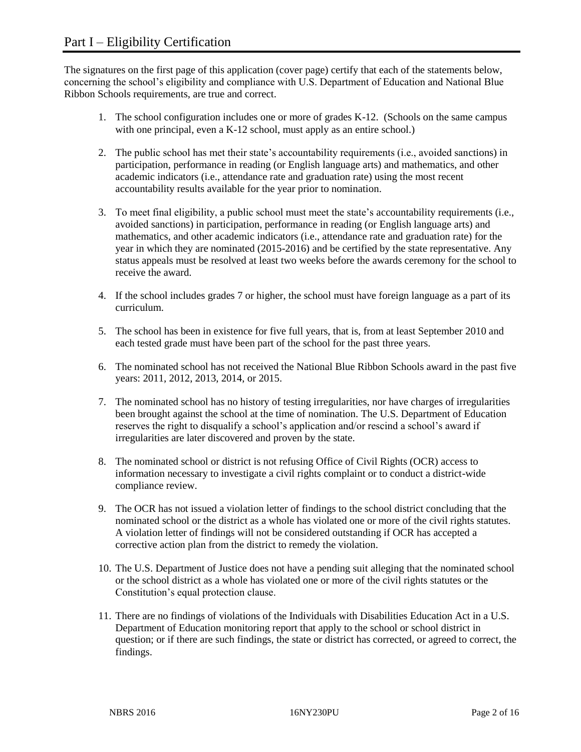# Part I – Eligibility Certification

The signatures on the first page of this application (cover page) certify that each of the statements below, concerning the school's eligibility and compliance with U.S. Department of Education and National Blue Ribbon Schools requirements, are true and correct.

1. The school configuration includes one or more of grades K-12. (Schools on the same campus with one principal, even a K-12 school, must apply as an entire school.)
2. The public school has met their state's accountability requirements (i.e., avoided sanctions) in participation, performance in reading (or English language arts) and mathematics, and other academic indicators (i.e., attendance rate and graduation rate) using the most recent accountability results available for the year prior to nomination.
3. To meet final eligibility, a public school must meet the state's accountability requirements (i.e., avoided sanctions) in participation, performance in reading (or English language arts) and mathematics, and other academic indicators (i.e., attendance rate and graduation rate) for the year in which they are nominated (2015-2016) and be certified by the state representative. Any status appeals must be resolved at least two weeks before the awards ceremony for the school to receive the award.
4. If the school includes grades 7 or higher, the school must have foreign language as a part of its curriculum.
5. The school has been in existence for five full years, that is, from at least September 2010 and each tested grade must have been part of the school for the past three years.
6. The nominated school has not received the National Blue Ribbon Schools award in the past five years: 2011, 2012, 2013, 2014, or 2015.
7. The nominated school has no history of testing irregularities, nor have charges of irregularities been brought against the school at the time of nomination. The U.S. Department of Education reserves the right to disqualify a school's application and/or rescind a school's award if irregularities are later discovered and proven by the state.
8. The nominated school or district is not refusing Office of Civil Rights (OCR) access to information necessary to investigate a civil rights complaint or to conduct a district-wide compliance review.
9. The OCR has not issued a violation letter of findings to the school district concluding that the nominated school or the district as a whole has violated one or more of the civil rights statutes. A violation letter of findings will not be considered outstanding if OCR has accepted a corrective action plan from the district to remedy the violation.
10. The U.S. Department of Justice does not have a pending suit alleging that the nominated school or the school district as a whole has violated one or more of the civil rights statutes or the Constitution's equal protection clause.
11. There are no findings of violations of the Individuals with Disabilities Education Act in a U.S. Department of Education monitoring report that apply to the school or school district in question; or if there are such findings, the state or district has corrected, or agreed to correct, the findings.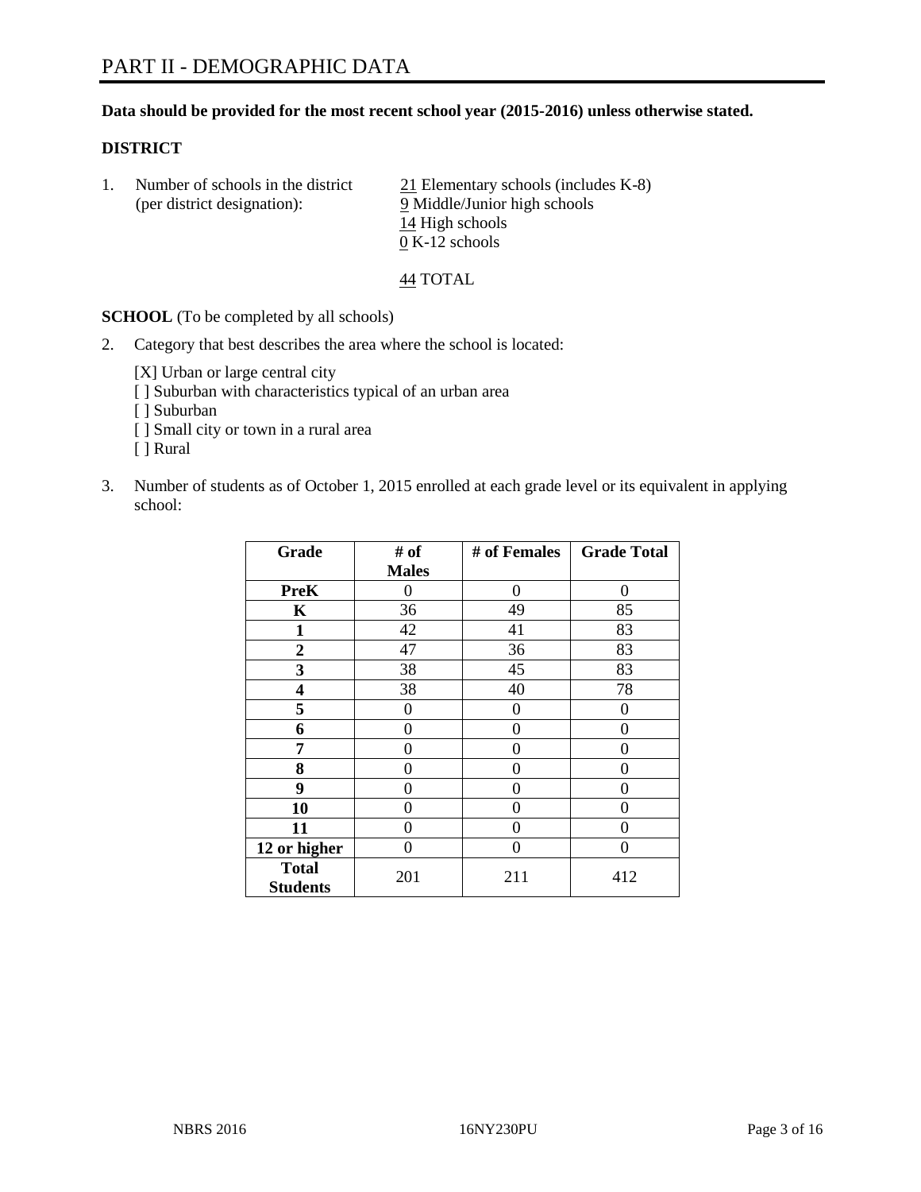# PART II - DEMOGRAPHIC DATA

**Data should be provided for the most recent school year (2015-2016) unless otherwise stated.**

**DISTRICT**

1. Number of schools in the district (per district designation):
   21 Elementary schools (includes K-8)
   9 Middle/Junior high schools
   14 High schools
   0 K-12 schools

   44 TOTAL

**SCHOOL** (To be completed by all schools)

2. Category that best describes the area where the school is located:

   [X] Urban or large central city
   [ ] Suburban with characteristics typical of an urban area
   [ ] Suburban
   [ ] Small city or town in a rural area
   [ ] Rural

3. Number of students as of October 1, 2015 enrolled at each grade level or its equivalent in applying school:

| Grade | # of Males | # of Females | Grade Total |
|---|---|---|---|
| **PreK** | 0 | 0 | 0 |
| **K** | 36 | 49 | 85 |
| **1** | 42 | 41 | 83 |
| **2** | 47 | 36 | 83 |
| **3** | 38 | 45 | 83 |
| **4** | 38 | 40 | 78 |
| **5** | 0 | 0 | 0 |
| **6** | 0 | 0 | 0 |
| **7** | 0 | 0 | 0 |
| **8** | 0 | 0 | 0 |
| **9** | 0 | 0 | 0 |
| **10** | 0 | 0 | 0 |
| **11** | 0 | 0 | 0 |
| **12 or higher** | 0 | 0 | 0 |
| **Total Students** | 201 | 211 | 412 |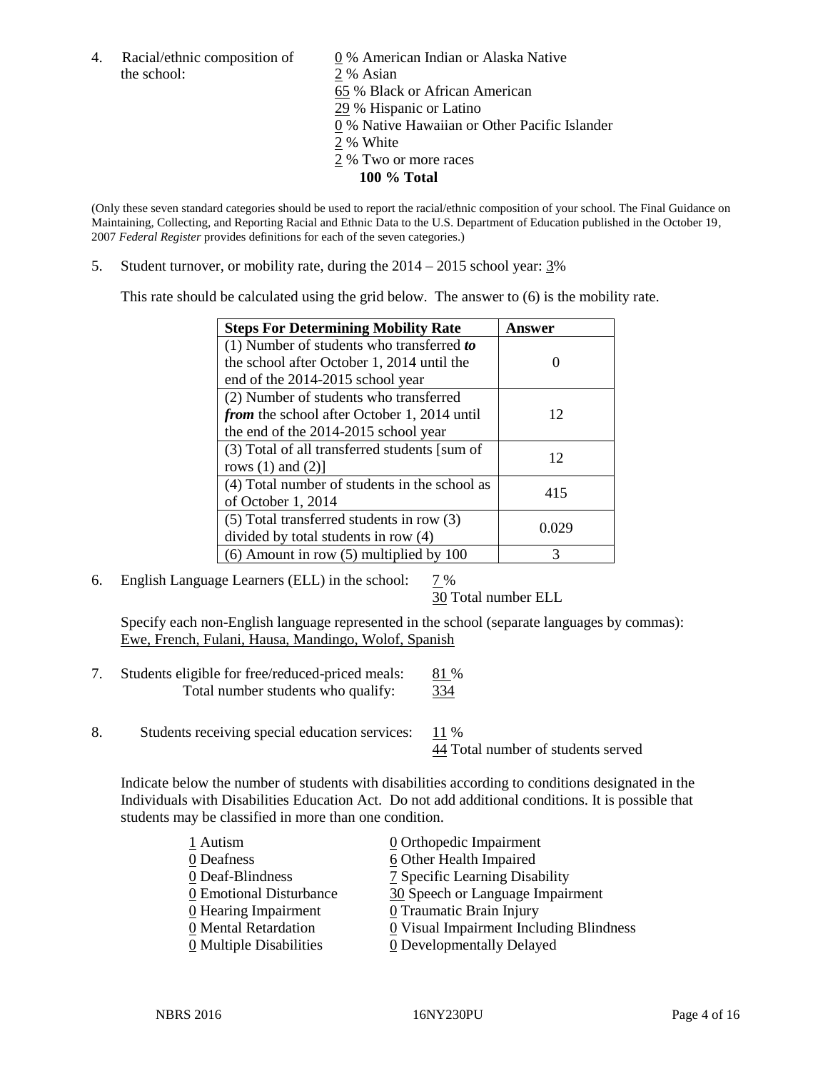4. Racial/ethnic composition of the school:

0 % American Indian or Alaska Native
2 % Asian
65 % Black or African American
29 % Hispanic or Latino
0 % Native Hawaiian or Other Pacific Islander
2 % White
2 % Two or more races
**100 % Total**

(Only these seven standard categories should be used to report the racial/ethnic composition of your school. The Final Guidance on Maintaining, Collecting, and Reporting Racial and Ethnic Data to the U.S. Department of Education published in the October 19, 2007 *Federal Register* provides definitions for each of the seven categories.)

5. Student turnover, or mobility rate, during the 2014 – 2015 school year: 3%

This rate should be calculated using the grid below. The answer to (6) is the mobility rate.

| **Steps For Determining Mobility Rate** | **Answer** |
|---|---|
| (1) Number of students who transferred ***to*** the school after October 1, 2014 until the end of the 2014-2015 school year | 0 |
| (2) Number of students who transferred ***from*** the school after October 1, 2014 until the end of the 2014-2015 school year | 12 |
| (3) Total of all transferred students [sum of rows (1) and (2)] | 12 |
| (4) Total number of students in the school as of October 1, 2014 | 415 |
| (5) Total transferred students in row (3) divided by total students in row (4) | 0.029 |
| (6) Amount in row (5) multiplied by 100 | 3 |

6. English Language Learners (ELL) in the school: 7 %
30 Total number ELL

Specify each non-English language represented in the school (separate languages by commas): Ewe, French, Fulani, Hausa, Mandingo, Wolof, Spanish

7. Students eligible for free/reduced-priced meals: 81 %
Total number students who qualify: 334

8. Students receiving special education services: 11 %
44 Total number of students served

Indicate below the number of students with disabilities according to conditions designated in the Individuals with Disabilities Education Act. Do not add additional conditions. It is possible that students may be classified in more than one condition.

1 Autism
0 Deafness
0 Deaf-Blindness
0 Emotional Disturbance
0 Hearing Impairment
0 Mental Retardation
0 Multiple Disabilities
0 Orthopedic Impairment
6 Other Health Impaired
7 Specific Learning Disability
30 Speech or Language Impairment
0 Traumatic Brain Injury
0 Visual Impairment Including Blindness
0 Developmentally Delayed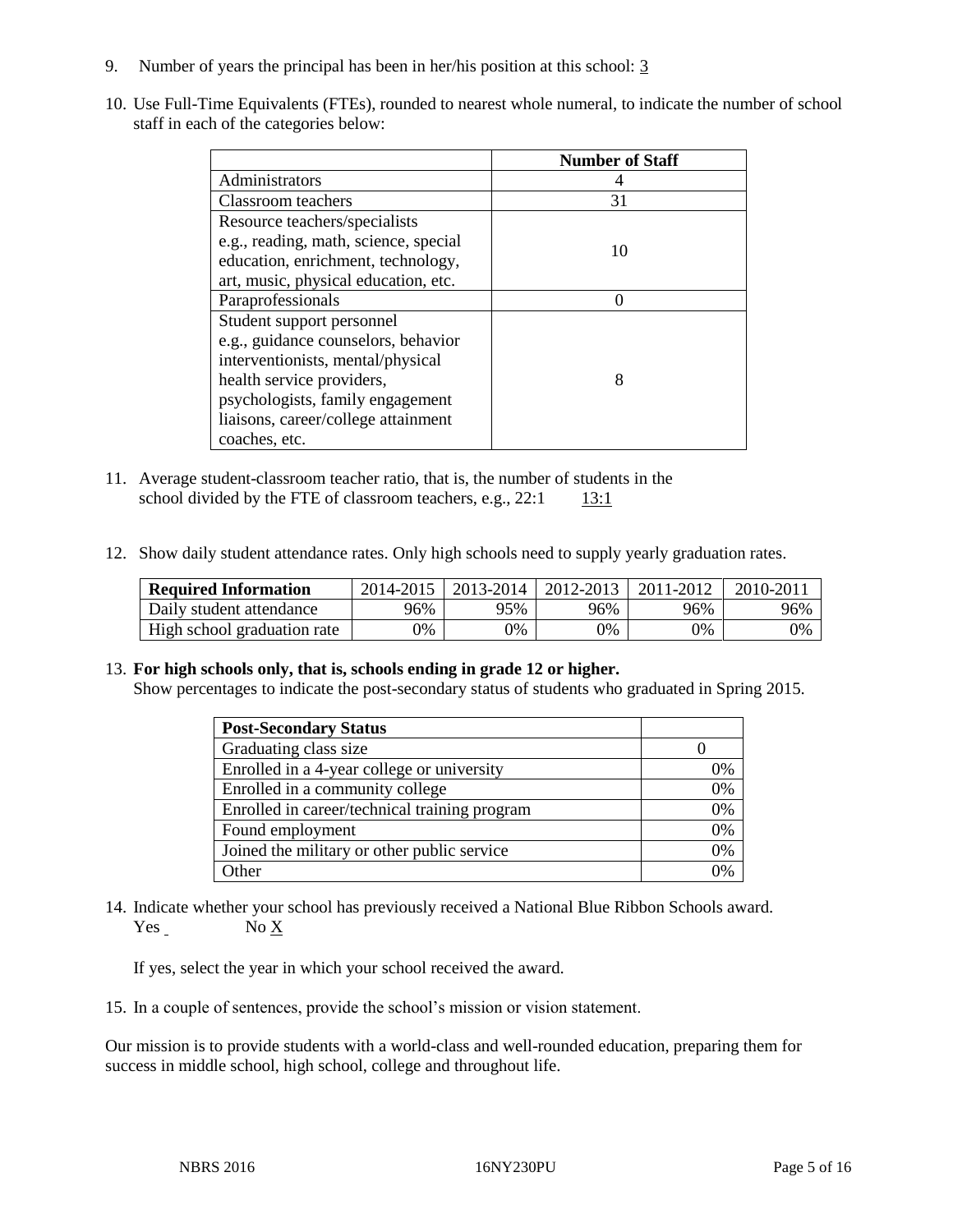9. Number of years the principal has been in her/his position at this school: 3

10. Use Full-Time Equivalents (FTEs), rounded to nearest whole numeral, to indicate the number of school staff in each of the categories below:

| | Number of Staff |
|---|---|
| Administrators | 4 |
| Classroom teachers | 31 |
| Resource teachers/specialists e.g., reading, math, science, special education, enrichment, technology, art, music, physical education, etc. | 10 |
| Paraprofessionals | 0 |
| Student support personnel e.g., guidance counselors, behavior interventionists, mental/physical health service providers, psychologists, family engagement liaisons, career/college attainment coaches, etc. | 8 |

11. Average student-classroom teacher ratio, that is, the number of students in the school divided by the FTE of classroom teachers, e.g., 22:1 13:1

12. Show daily student attendance rates. Only high schools need to supply yearly graduation rates.

| Required Information | 2014-2015 | 2013-2014 | 2012-2013 | 2011-2012 | 2010-2011 |
|---|---|---|---|---|---|
| Daily student attendance | 96% | 95% | 96% | 96% | 96% |
| High school graduation rate | 0% | 0% | 0% | 0% | 0% |

13. **For high schools only, that is, schools ending in grade 12 or higher.**
Show percentages to indicate the post-secondary status of students who graduated in Spring 2015.

| Post-Secondary Status | |
|---|---|
| Graduating class size | 0 |
| Enrolled in a 4-year college or university | 0% |
| Enrolled in a community college | 0% |
| Enrolled in career/technical training program | 0% |
| Found employment | 0% |
| Joined the military or other public service | 0% |
| Other | 0% |

14. Indicate whether your school has previously received a National Blue Ribbon Schools award.
Yes No X

If yes, select the year in which your school received the award.

15. In a couple of sentences, provide the school's mission or vision statement.

Our mission is to provide students with a world-class and well-rounded education, preparing them for success in middle school, high school, college and throughout life.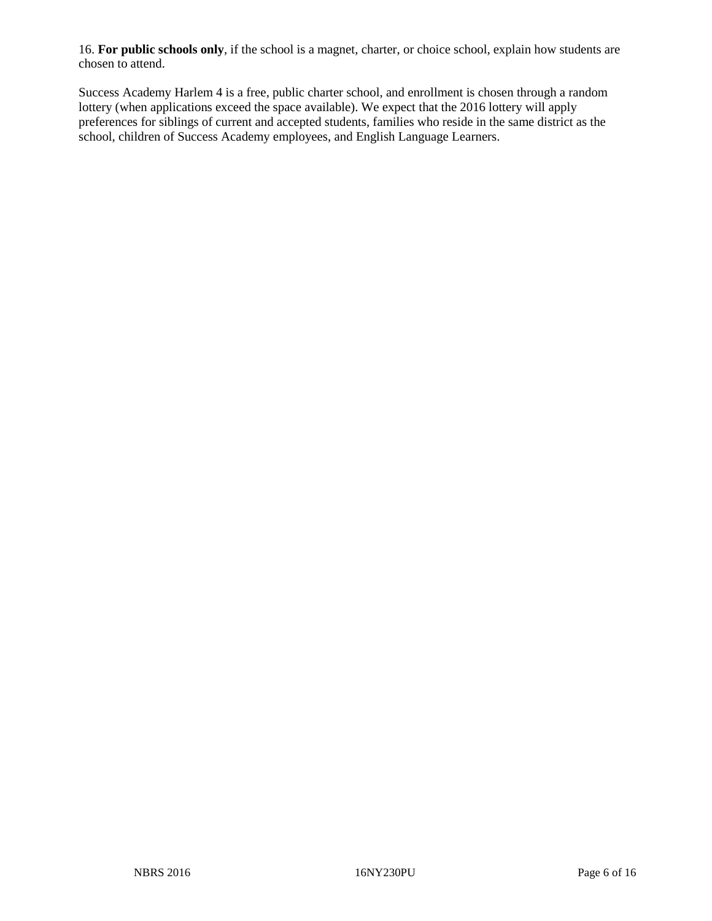16. **For public schools only**, if the school is a magnet, charter, or choice school, explain how students are chosen to attend.

Success Academy Harlem 4 is a free, public charter school, and enrollment is chosen through a random lottery (when applications exceed the space available). We expect that the 2016 lottery will apply preferences for siblings of current and accepted students, families who reside in the same district as the school, children of Success Academy employees, and English Language Learners.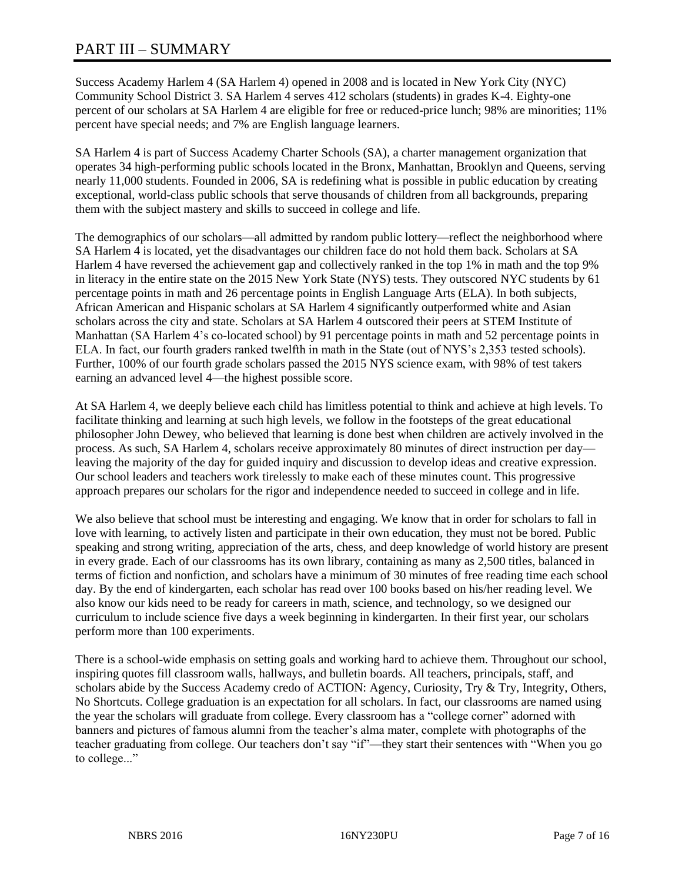# PART III – SUMMARY

Success Academy Harlem 4 (SA Harlem 4) opened in 2008 and is located in New York City (NYC) Community School District 3. SA Harlem 4 serves 412 scholars (students) in grades K-4. Eighty-one percent of our scholars at SA Harlem 4 are eligible for free or reduced-price lunch; 98% are minorities; 11% percent have special needs; and 7% are English language learners.

SA Harlem 4 is part of Success Academy Charter Schools (SA), a charter management organization that operates 34 high-performing public schools located in the Bronx, Manhattan, Brooklyn and Queens, serving nearly 11,000 students. Founded in 2006, SA is redefining what is possible in public education by creating exceptional, world-class public schools that serve thousands of children from all backgrounds, preparing them with the subject mastery and skills to succeed in college and life.

The demographics of our scholars—all admitted by random public lottery—reflect the neighborhood where SA Harlem 4 is located, yet the disadvantages our children face do not hold them back. Scholars at SA Harlem 4 have reversed the achievement gap and collectively ranked in the top 1% in math and the top 9% in literacy in the entire state on the 2015 New York State (NYS) tests. They outscored NYC students by 61 percentage points in math and 26 percentage points in English Language Arts (ELA). In both subjects, African American and Hispanic scholars at SA Harlem 4 significantly outperformed white and Asian scholars across the city and state. Scholars at SA Harlem 4 outscored their peers at STEM Institute of Manhattan (SA Harlem 4's co-located school) by 91 percentage points in math and 52 percentage points in ELA. In fact, our fourth graders ranked twelfth in math in the State (out of NYS's 2,353 tested schools). Further, 100% of our fourth grade scholars passed the 2015 NYS science exam, with 98% of test takers earning an advanced level 4—the highest possible score.

At SA Harlem 4, we deeply believe each child has limitless potential to think and achieve at high levels. To facilitate thinking and learning at such high levels, we follow in the footsteps of the great educational philosopher John Dewey, who believed that learning is done best when children are actively involved in the process. As such, SA Harlem 4, scholars receive approximately 80 minutes of direct instruction per day—leaving the majority of the day for guided inquiry and discussion to develop ideas and creative expression. Our school leaders and teachers work tirelessly to make each of these minutes count. This progressive approach prepares our scholars for the rigor and independence needed to succeed in college and in life.

We also believe that school must be interesting and engaging. We know that in order for scholars to fall in love with learning, to actively listen and participate in their own education, they must not be bored. Public speaking and strong writing, appreciation of the arts, chess, and deep knowledge of world history are present in every grade. Each of our classrooms has its own library, containing as many as 2,500 titles, balanced in terms of fiction and nonfiction, and scholars have a minimum of 30 minutes of free reading time each school day. By the end of kindergarten, each scholar has read over 100 books based on his/her reading level. We also know our kids need to be ready for careers in math, science, and technology, so we designed our curriculum to include science five days a week beginning in kindergarten. In their first year, our scholars perform more than 100 experiments.

There is a school-wide emphasis on setting goals and working hard to achieve them. Throughout our school, inspiring quotes fill classroom walls, hallways, and bulletin boards. All teachers, principals, staff, and scholars abide by the Success Academy credo of ACTION: Agency, Curiosity, Try & Try, Integrity, Others, No Shortcuts. College graduation is an expectation for all scholars. In fact, our classrooms are named using the year the scholars will graduate from college. Every classroom has a "college corner" adorned with banners and pictures of famous alumni from the teacher's alma mater, complete with photographs of the teacher graduating from college. Our teachers don't say "if"—they start their sentences with "When you go to college..."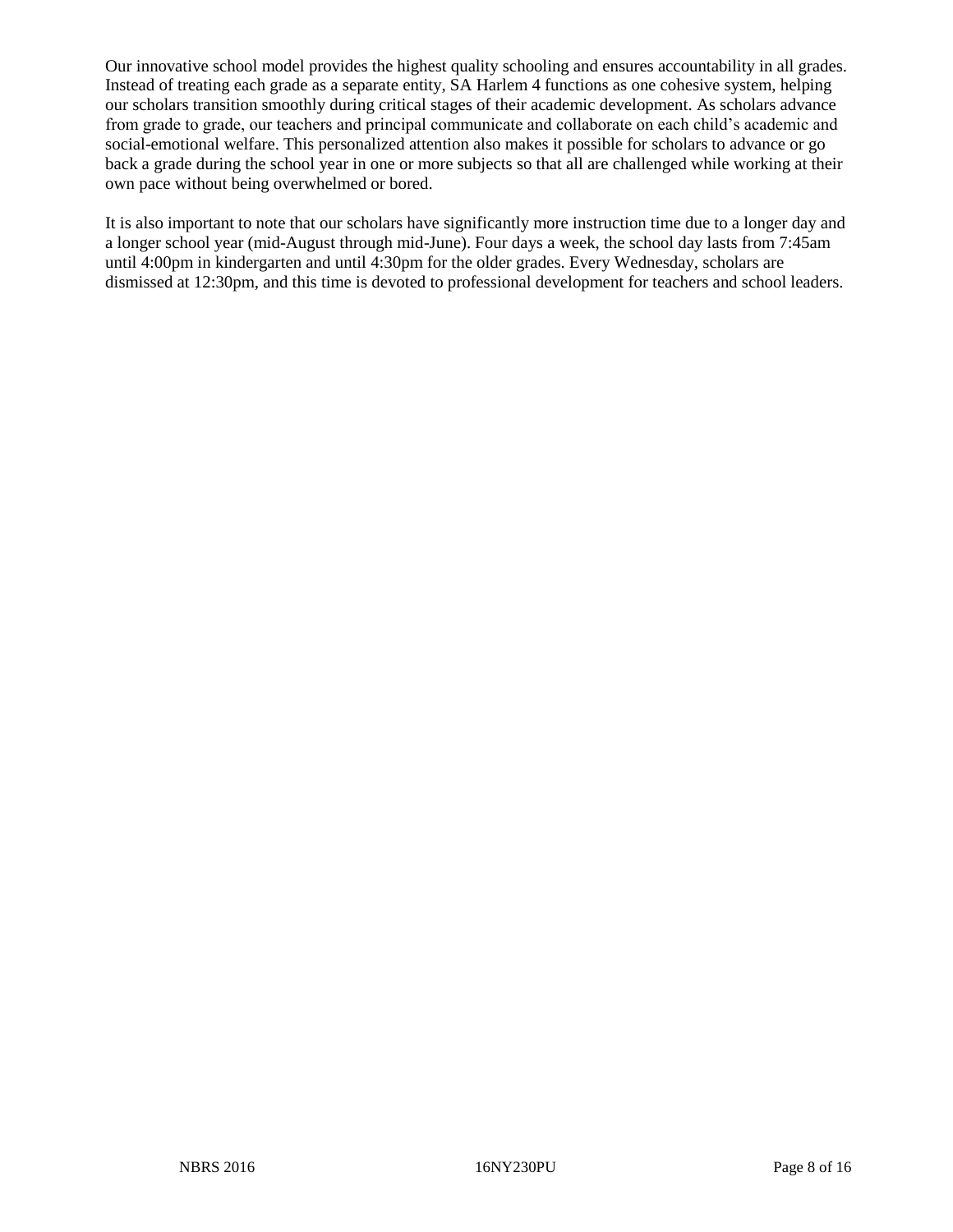Our innovative school model provides the highest quality schooling and ensures accountability in all grades. Instead of treating each grade as a separate entity, SA Harlem 4 functions as one cohesive system, helping our scholars transition smoothly during critical stages of their academic development. As scholars advance from grade to grade, our teachers and principal communicate and collaborate on each child's academic and social-emotional welfare. This personalized attention also makes it possible for scholars to advance or go back a grade during the school year in one or more subjects so that all are challenged while working at their own pace without being overwhelmed or bored.

It is also important to note that our scholars have significantly more instruction time due to a longer day and a longer school year (mid-August through mid-June). Four days a week, the school day lasts from 7:45am until 4:00pm in kindergarten and until 4:30pm for the older grades. Every Wednesday, scholars are dismissed at 12:30pm, and this time is devoted to professional development for teachers and school leaders.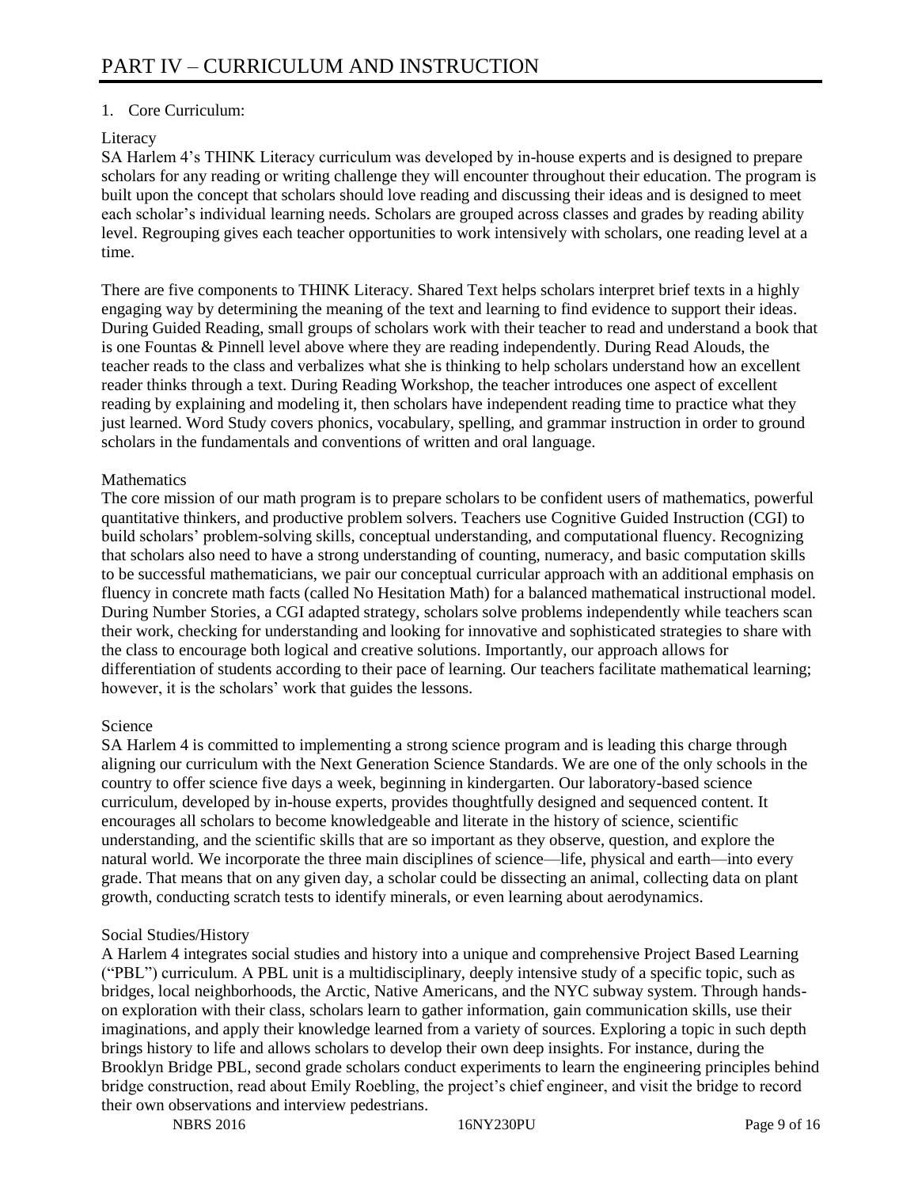# PART IV – CURRICULUM AND INSTRUCTION

1. Core Curriculum:

Literacy

SA Harlem 4's THINK Literacy curriculum was developed by in-house experts and is designed to prepare scholars for any reading or writing challenge they will encounter throughout their education. The program is built upon the concept that scholars should love reading and discussing their ideas and is designed to meet each scholar's individual learning needs. Scholars are grouped across classes and grades by reading ability level. Regrouping gives each teacher opportunities to work intensively with scholars, one reading level at a time.

There are five components to THINK Literacy. Shared Text helps scholars interpret brief texts in a highly engaging way by determining the meaning of the text and learning to find evidence to support their ideas. During Guided Reading, small groups of scholars work with their teacher to read and understand a book that is one Fountas & Pinnell level above where they are reading independently. During Read Alouds, the teacher reads to the class and verbalizes what she is thinking to help scholars understand how an excellent reader thinks through a text. During Reading Workshop, the teacher introduces one aspect of excellent reading by explaining and modeling it, then scholars have independent reading time to practice what they just learned. Word Study covers phonics, vocabulary, spelling, and grammar instruction in order to ground scholars in the fundamentals and conventions of written and oral language.

Mathematics

The core mission of our math program is to prepare scholars to be confident users of mathematics, powerful quantitative thinkers, and productive problem solvers. Teachers use Cognitive Guided Instruction (CGI) to build scholars' problem-solving skills, conceptual understanding, and computational fluency. Recognizing that scholars also need to have a strong understanding of counting, numeracy, and basic computation skills to be successful mathematicians, we pair our conceptual curricular approach with an additional emphasis on fluency in concrete math facts (called No Hesitation Math) for a balanced mathematical instructional model. During Number Stories, a CGI adapted strategy, scholars solve problems independently while teachers scan their work, checking for understanding and looking for innovative and sophisticated strategies to share with the class to encourage both logical and creative solutions. Importantly, our approach allows for differentiation of students according to their pace of learning. Our teachers facilitate mathematical learning; however, it is the scholars' work that guides the lessons.

Science

SA Harlem 4 is committed to implementing a strong science program and is leading this charge through aligning our curriculum with the Next Generation Science Standards. We are one of the only schools in the country to offer science five days a week, beginning in kindergarten. Our laboratory-based science curriculum, developed by in-house experts, provides thoughtfully designed and sequenced content. It encourages all scholars to become knowledgeable and literate in the history of science, scientific understanding, and the scientific skills that are so important as they observe, question, and explore the natural world. We incorporate the three main disciplines of science—life, physical and earth—into every grade. That means that on any given day, a scholar could be dissecting an animal, collecting data on plant growth, conducting scratch tests to identify minerals, or even learning about aerodynamics.

Social Studies/History

A Harlem 4 integrates social studies and history into a unique and comprehensive Project Based Learning ("PBL") curriculum. A PBL unit is a multidisciplinary, deeply intensive study of a specific topic, such as bridges, local neighborhoods, the Arctic, Native Americans, and the NYC subway system. Through hands-on exploration with their class, scholars learn to gather information, gain communication skills, use their imaginations, and apply their knowledge learned from a variety of sources. Exploring a topic in such depth brings history to life and allows scholars to develop their own deep insights. For instance, during the Brooklyn Bridge PBL, second grade scholars conduct experiments to learn the engineering principles behind bridge construction, read about Emily Roebling, the project's chief engineer, and visit the bridge to record their own observations and interview pedestrians.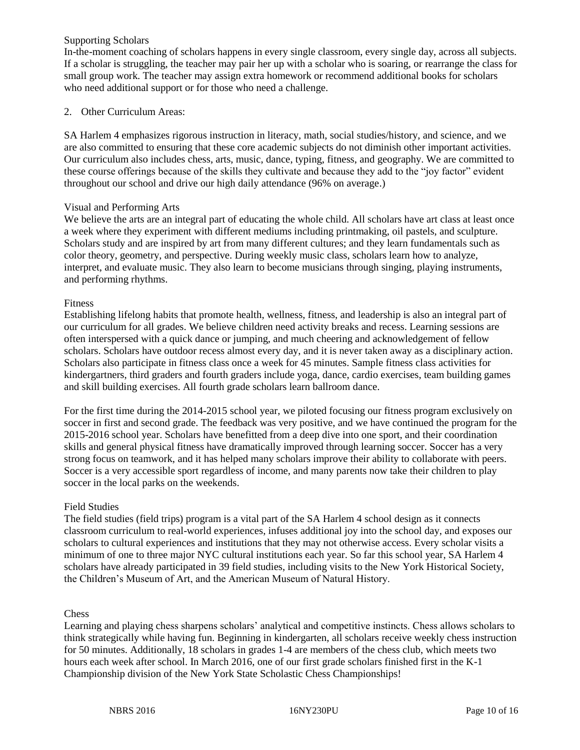### Supporting Scholars

In-the-moment coaching of scholars happens in every single classroom, every single day, across all subjects. If a scholar is struggling, the teacher may pair her up with a scholar who is soaring, or rearrange the class for small group work. The teacher may assign extra homework or recommend additional books for scholars who need additional support or for those who need a challenge.

2. Other Curriculum Areas:

SA Harlem 4 emphasizes rigorous instruction in literacy, math, social studies/history, and science, and we are also committed to ensuring that these core academic subjects do not diminish other important activities. Our curriculum also includes chess, arts, music, dance, typing, fitness, and geography. We are committed to these course offerings because of the skills they cultivate and because they add to the "joy factor" evident throughout our school and drive our high daily attendance (96% on average.)

### Visual and Performing Arts

We believe the arts are an integral part of educating the whole child. All scholars have art class at least once a week where they experiment with different mediums including printmaking, oil pastels, and sculpture. Scholars study and are inspired by art from many different cultures; and they learn fundamentals such as color theory, geometry, and perspective. During weekly music class, scholars learn how to analyze, interpret, and evaluate music. They also learn to become musicians through singing, playing instruments, and performing rhythms.

### Fitness

Establishing lifelong habits that promote health, wellness, fitness, and leadership is also an integral part of our curriculum for all grades. We believe children need activity breaks and recess. Learning sessions are often interspersed with a quick dance or jumping, and much cheering and acknowledgement of fellow scholars. Scholars have outdoor recess almost every day, and it is never taken away as a disciplinary action. Scholars also participate in fitness class once a week for 45 minutes. Sample fitness class activities for kindergartners, third graders and fourth graders include yoga, dance, cardio exercises, team building games and skill building exercises. All fourth grade scholars learn ballroom dance.

For the first time during the 2014-2015 school year, we piloted focusing our fitness program exclusively on soccer in first and second grade. The feedback was very positive, and we have continued the program for the 2015-2016 school year. Scholars have benefitted from a deep dive into one sport, and their coordination skills and general physical fitness have dramatically improved through learning soccer. Soccer has a very strong focus on teamwork, and it has helped many scholars improve their ability to collaborate with peers. Soccer is a very accessible sport regardless of income, and many parents now take their children to play soccer in the local parks on the weekends.

### Field Studies

The field studies (field trips) program is a vital part of the SA Harlem 4 school design as it connects classroom curriculum to real-world experiences, infuses additional joy into the school day, and exposes our scholars to cultural experiences and institutions that they may not otherwise access. Every scholar visits a minimum of one to three major NYC cultural institutions each year. So far this school year, SA Harlem 4 scholars have already participated in 39 field studies, including visits to the New York Historical Society, the Children's Museum of Art, and the American Museum of Natural History.

### Chess

Learning and playing chess sharpens scholars' analytical and competitive instincts. Chess allows scholars to think strategically while having fun. Beginning in kindergarten, all scholars receive weekly chess instruction for 50 minutes. Additionally, 18 scholars in grades 1-4 are members of the chess club, which meets two hours each week after school. In March 2016, one of our first grade scholars finished first in the K-1 Championship division of the New York State Scholastic Chess Championships!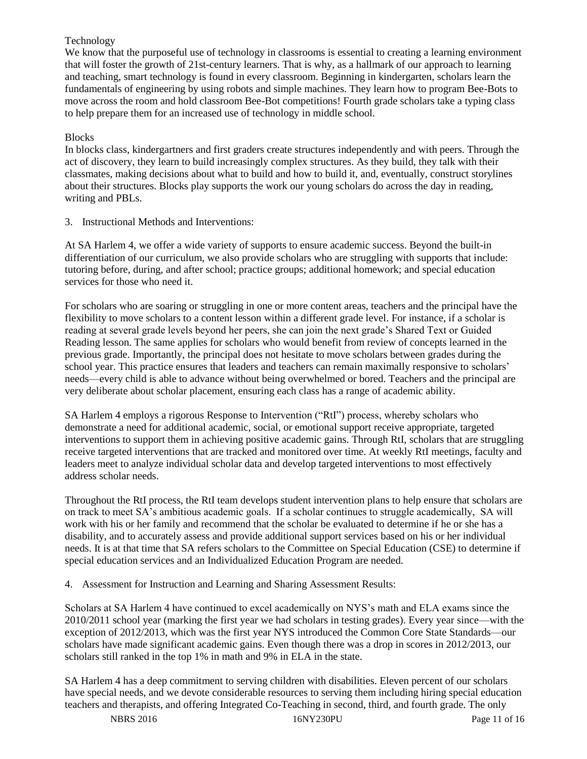Technology

We know that the purposeful use of technology in classrooms is essential to creating a learning environment that will foster the growth of 21st-century learners. That is why, as a hallmark of our approach to learning and teaching, smart technology is found in every classroom. Beginning in kindergarten, scholars learn the fundamentals of engineering by using robots and simple machines. They learn how to program Bee-Bots to move across the room and hold classroom Bee-Bot competitions! Fourth grade scholars take a typing class to help prepare them for an increased use of technology in middle school.

Blocks

In blocks class, kindergartners and first graders create structures independently and with peers. Through the act of discovery, they learn to build increasingly complex structures. As they build, they talk with their classmates, making decisions about what to build and how to build it, and, eventually, construct storylines about their structures. Blocks play supports the work our young scholars do across the day in reading, writing and PBLs.

3. Instructional Methods and Interventions:

At SA Harlem 4, we offer a wide variety of supports to ensure academic success. Beyond the built-in differentiation of our curriculum, we also provide scholars who are struggling with supports that include: tutoring before, during, and after school; practice groups; additional homework; and special education services for those who need it.

For scholars who are soaring or struggling in one or more content areas, teachers and the principal have the flexibility to move scholars to a content lesson within a different grade level. For instance, if a scholar is reading at several grade levels beyond her peers, she can join the next grade's Shared Text or Guided Reading lesson. The same applies for scholars who would benefit from review of concepts learned in the previous grade. Importantly, the principal does not hesitate to move scholars between grades during the school year. This practice ensures that leaders and teachers can remain maximally responsive to scholars' needs—every child is able to advance without being overwhelmed or bored. Teachers and the principal are very deliberate about scholar placement, ensuring each class has a range of academic ability.

SA Harlem 4 employs a rigorous Response to Intervention ("RtI") process, whereby scholars who demonstrate a need for additional academic, social, or emotional support receive appropriate, targeted interventions to support them in achieving positive academic gains. Through RtI, scholars that are struggling receive targeted interventions that are tracked and monitored over time. At weekly RtI meetings, faculty and leaders meet to analyze individual scholar data and develop targeted interventions to most effectively address scholar needs.

Throughout the RtI process, the RtI team develops student intervention plans to help ensure that scholars are on track to meet SA's ambitious academic goals. If a scholar continues to struggle academically, SA will work with his or her family and recommend that the scholar be evaluated to determine if he or she has a disability, and to accurately assess and provide additional support services based on his or her individual needs. It is at that time that SA refers scholars to the Committee on Special Education (CSE) to determine if special education services and an Individualized Education Program are needed.

4. Assessment for Instruction and Learning and Sharing Assessment Results:

Scholars at SA Harlem 4 have continued to excel academically on NYS's math and ELA exams since the 2010/2011 school year (marking the first year we had scholars in testing grades). Every year since—with the exception of 2012/2013, which was the first year NYS introduced the Common Core State Standards—our scholars have made significant academic gains. Even though there was a drop in scores in 2012/2013, our scholars still ranked in the top 1% in math and 9% in ELA in the state.

SA Harlem 4 has a deep commitment to serving children with disabilities. Eleven percent of our scholars have special needs, and we devote considerable resources to serving them including hiring special education teachers and therapists, and offering Integrated Co-Teaching in second, third, and fourth grade. The only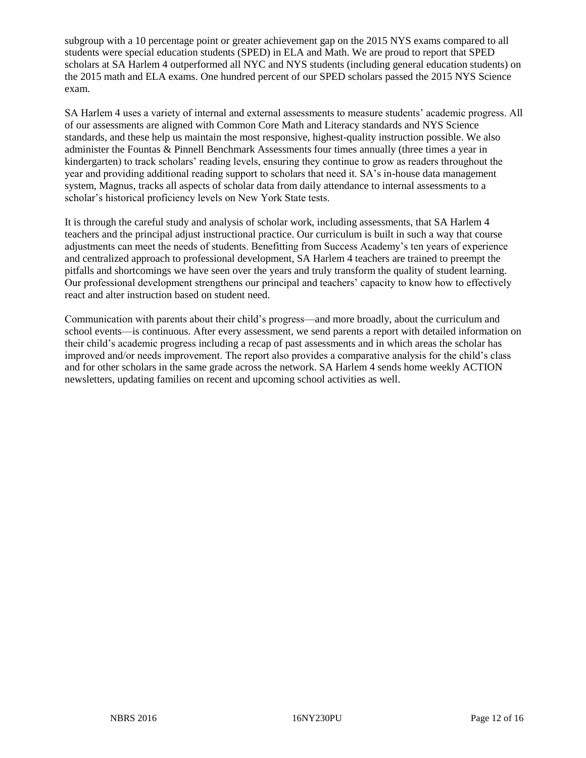subgroup with a 10 percentage point or greater achievement gap on the 2015 NYS exams compared to all students were special education students (SPED) in ELA and Math. We are proud to report that SPED scholars at SA Harlem 4 outperformed all NYC and NYS students (including general education students) on the 2015 math and ELA exams. One hundred percent of our SPED scholars passed the 2015 NYS Science exam.

SA Harlem 4 uses a variety of internal and external assessments to measure students' academic progress. All of our assessments are aligned with Common Core Math and Literacy standards and NYS Science standards, and these help us maintain the most responsive, highest-quality instruction possible. We also administer the Fountas & Pinnell Benchmark Assessments four times annually (three times a year in kindergarten) to track scholars' reading levels, ensuring they continue to grow as readers throughout the year and providing additional reading support to scholars that need it. SA's in-house data management system, Magnus, tracks all aspects of scholar data from daily attendance to internal assessments to a scholar's historical proficiency levels on New York State tests.

It is through the careful study and analysis of scholar work, including assessments, that SA Harlem 4 teachers and the principal adjust instructional practice. Our curriculum is built in such a way that course adjustments can meet the needs of students. Benefitting from Success Academy's ten years of experience and centralized approach to professional development, SA Harlem 4 teachers are trained to preempt the pitfalls and shortcomings we have seen over the years and truly transform the quality of student learning. Our professional development strengthens our principal and teachers' capacity to know how to effectively react and alter instruction based on student need.

Communication with parents about their child's progress—and more broadly, about the curriculum and school events—is continuous. After every assessment, we send parents a report with detailed information on their child's academic progress including a recap of past assessments and in which areas the scholar has improved and/or needs improvement. The report also provides a comparative analysis for the child's class and for other scholars in the same grade across the network. SA Harlem 4 sends home weekly ACTION newsletters, updating families on recent and upcoming school activities as well.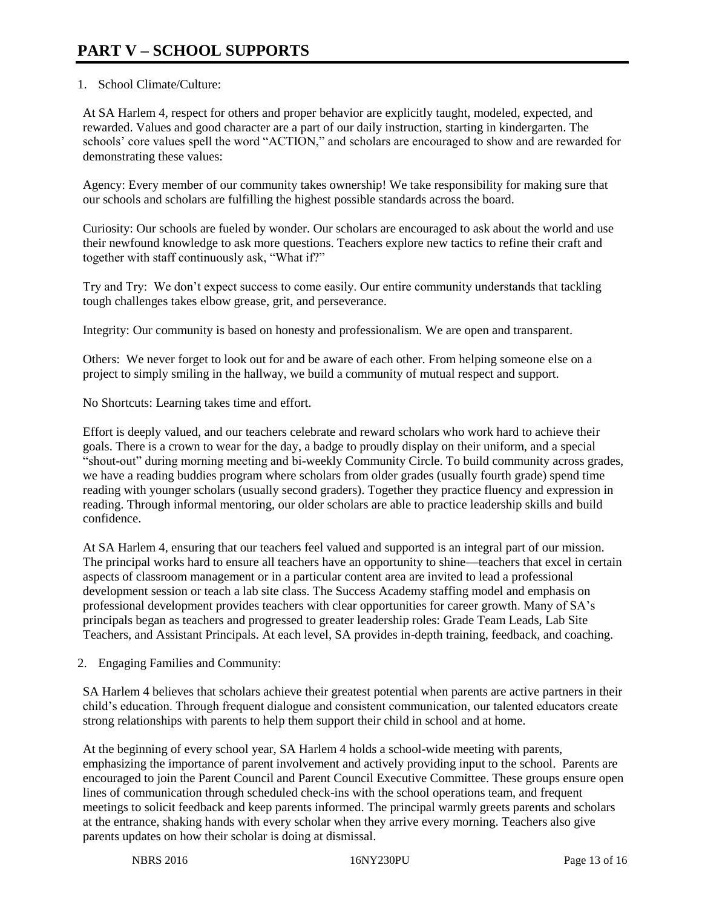# PART V – SCHOOL SUPPORTS

1. School Climate/Culture:

At SA Harlem 4, respect for others and proper behavior are explicitly taught, modeled, expected, and rewarded. Values and good character are a part of our daily instruction, starting in kindergarten. The schools' core values spell the word "ACTION," and scholars are encouraged to show and are rewarded for demonstrating these values:

Agency: Every member of our community takes ownership! We take responsibility for making sure that our schools and scholars are fulfilling the highest possible standards across the board.

Curiosity: Our schools are fueled by wonder. Our scholars are encouraged to ask about the world and use their newfound knowledge to ask more questions. Teachers explore new tactics to refine their craft and together with staff continuously ask, "What if?"

Try and Try: We don't expect success to come easily. Our entire community understands that tackling tough challenges takes elbow grease, grit, and perseverance.

Integrity: Our community is based on honesty and professionalism. We are open and transparent.

Others: We never forget to look out for and be aware of each other. From helping someone else on a project to simply smiling in the hallway, we build a community of mutual respect and support.

No Shortcuts: Learning takes time and effort.

Effort is deeply valued, and our teachers celebrate and reward scholars who work hard to achieve their goals. There is a crown to wear for the day, a badge to proudly display on their uniform, and a special "shout-out" during morning meeting and bi-weekly Community Circle. To build community across grades, we have a reading buddies program where scholars from older grades (usually fourth grade) spend time reading with younger scholars (usually second graders). Together they practice fluency and expression in reading. Through informal mentoring, our older scholars are able to practice leadership skills and build confidence.

At SA Harlem 4, ensuring that our teachers feel valued and supported is an integral part of our mission. The principal works hard to ensure all teachers have an opportunity to shine—teachers that excel in certain aspects of classroom management or in a particular content area are invited to lead a professional development session or teach a lab site class. The Success Academy staffing model and emphasis on professional development provides teachers with clear opportunities for career growth. Many of SA's principals began as teachers and progressed to greater leadership roles: Grade Team Leads, Lab Site Teachers, and Assistant Principals. At each level, SA provides in-depth training, feedback, and coaching.

2. Engaging Families and Community:

SA Harlem 4 believes that scholars achieve their greatest potential when parents are active partners in their child's education. Through frequent dialogue and consistent communication, our talented educators create strong relationships with parents to help them support their child in school and at home.

At the beginning of every school year, SA Harlem 4 holds a school-wide meeting with parents, emphasizing the importance of parent involvement and actively providing input to the school. Parents are encouraged to join the Parent Council and Parent Council Executive Committee. These groups ensure open lines of communication through scheduled check-ins with the school operations team, and frequent meetings to solicit feedback and keep parents informed. The principal warmly greets parents and scholars at the entrance, shaking hands with every scholar when they arrive every morning. Teachers also give parents updates on how their scholar is doing at dismissal.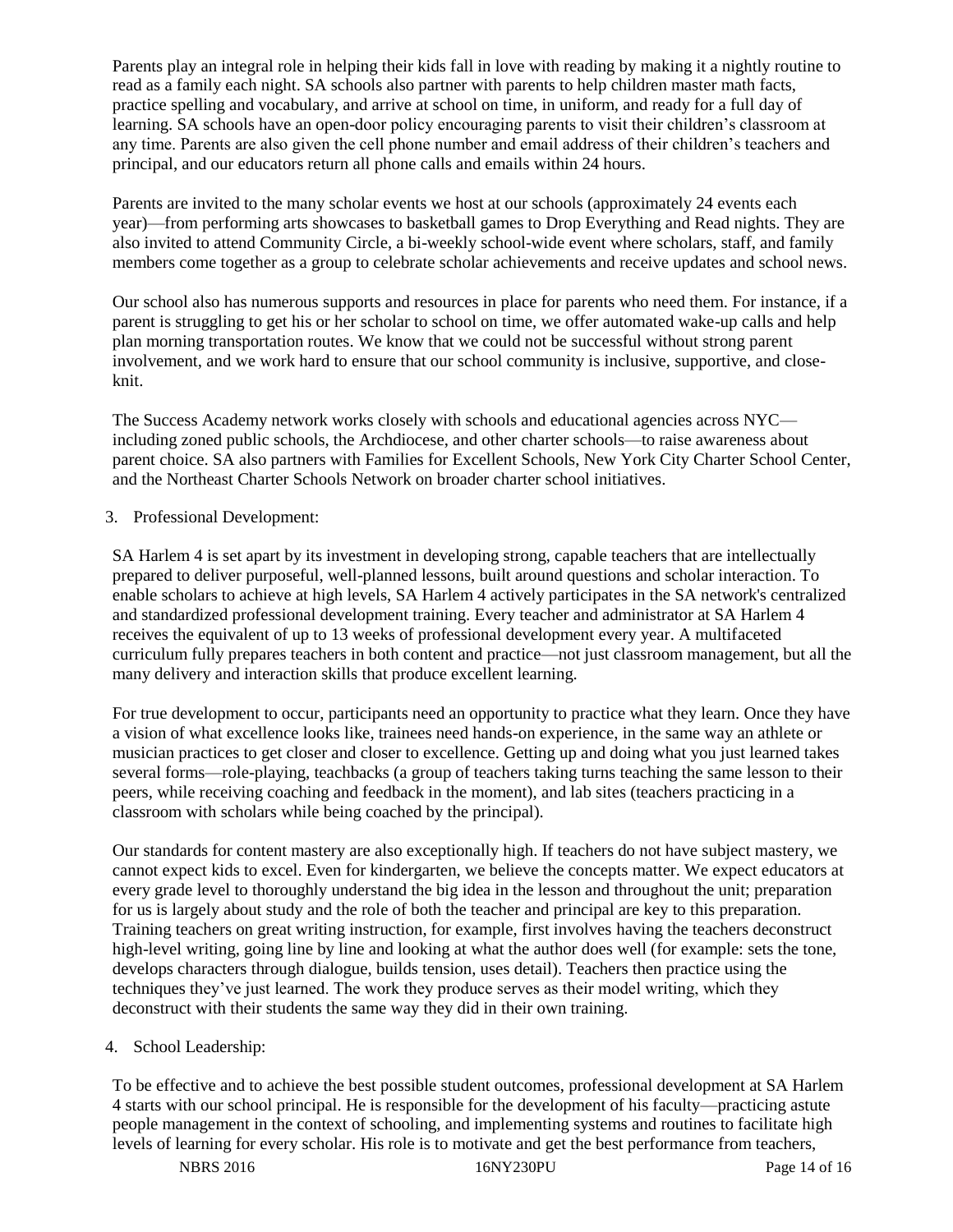Parents play an integral role in helping their kids fall in love with reading by making it a nightly routine to read as a family each night. SA schools also partner with parents to help children master math facts, practice spelling and vocabulary, and arrive at school on time, in uniform, and ready for a full day of learning. SA schools have an open-door policy encouraging parents to visit their children's classroom at any time. Parents are also given the cell phone number and email address of their children's teachers and principal, and our educators return all phone calls and emails within 24 hours.

Parents are invited to the many scholar events we host at our schools (approximately 24 events each year)—from performing arts showcases to basketball games to Drop Everything and Read nights. They are also invited to attend Community Circle, a bi-weekly school-wide event where scholars, staff, and family members come together as a group to celebrate scholar achievements and receive updates and school news.

Our school also has numerous supports and resources in place for parents who need them. For instance, if a parent is struggling to get his or her scholar to school on time, we offer automated wake-up calls and help plan morning transportation routes. We know that we could not be successful without strong parent involvement, and we work hard to ensure that our school community is inclusive, supportive, and close-knit.

The Success Academy network works closely with schools and educational agencies across NYC—including zoned public schools, the Archdiocese, and other charter schools—to raise awareness about parent choice. SA also partners with Families for Excellent Schools, New York City Charter School Center, and the Northeast Charter Schools Network on broader charter school initiatives.

3. Professional Development:

SA Harlem 4 is set apart by its investment in developing strong, capable teachers that are intellectually prepared to deliver purposeful, well-planned lessons, built around questions and scholar interaction. To enable scholars to achieve at high levels, SA Harlem 4 actively participates in the SA network's centralized and standardized professional development training. Every teacher and administrator at SA Harlem 4 receives the equivalent of up to 13 weeks of professional development every year. A multifaceted curriculum fully prepares teachers in both content and practice—not just classroom management, but all the many delivery and interaction skills that produce excellent learning.

For true development to occur, participants need an opportunity to practice what they learn. Once they have a vision of what excellence looks like, trainees need hands-on experience, in the same way an athlete or musician practices to get closer and closer to excellence. Getting up and doing what you just learned takes several forms—role-playing, teachbacks (a group of teachers taking turns teaching the same lesson to their peers, while receiving coaching and feedback in the moment), and lab sites (teachers practicing in a classroom with scholars while being coached by the principal).

Our standards for content mastery are also exceptionally high. If teachers do not have subject mastery, we cannot expect kids to excel. Even for kindergarten, we believe the concepts matter. We expect educators at every grade level to thoroughly understand the big idea in the lesson and throughout the unit; preparation for us is largely about study and the role of both the teacher and principal are key to this preparation. Training teachers on great writing instruction, for example, first involves having the teachers deconstruct high-level writing, going line by line and looking at what the author does well (for example: sets the tone, develops characters through dialogue, builds tension, uses detail). Teachers then practice using the techniques they've just learned. The work they produce serves as their model writing, which they deconstruct with their students the same way they did in their own training.

4. School Leadership:

To be effective and to achieve the best possible student outcomes, professional development at SA Harlem 4 starts with our school principal. He is responsible for the development of his faculty—practicing astute people management in the context of schooling, and implementing systems and routines to facilitate high levels of learning for every scholar. His role is to motivate and get the best performance from teachers,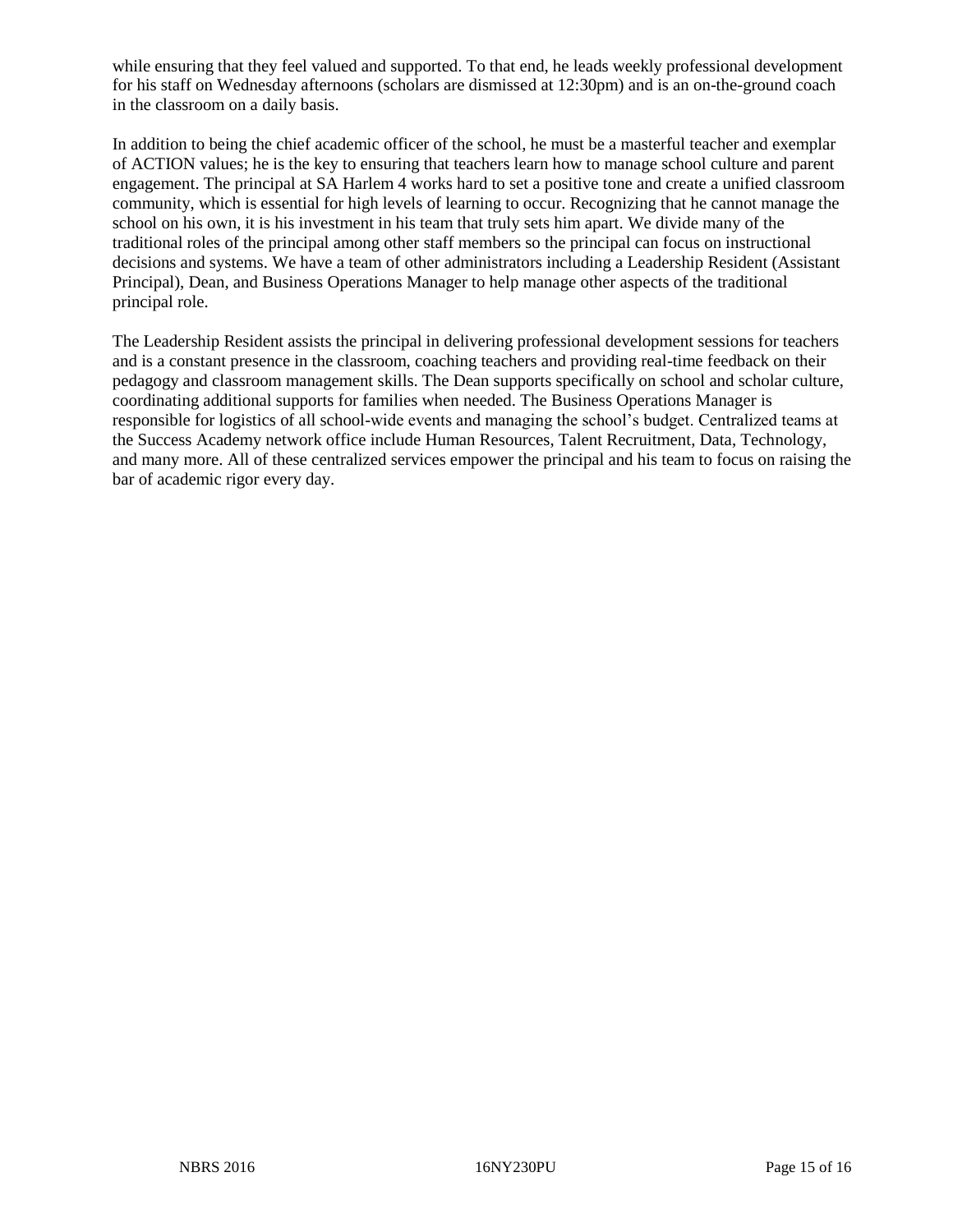while ensuring that they feel valued and supported. To that end, he leads weekly professional development for his staff on Wednesday afternoons (scholars are dismissed at 12:30pm) and is an on-the-ground coach in the classroom on a daily basis.

In addition to being the chief academic officer of the school, he must be a masterful teacher and exemplar of ACTION values; he is the key to ensuring that teachers learn how to manage school culture and parent engagement. The principal at SA Harlem 4 works hard to set a positive tone and create a unified classroom community, which is essential for high levels of learning to occur. Recognizing that he cannot manage the school on his own, it is his investment in his team that truly sets him apart. We divide many of the traditional roles of the principal among other staff members so the principal can focus on instructional decisions and systems. We have a team of other administrators including a Leadership Resident (Assistant Principal), Dean, and Business Operations Manager to help manage other aspects of the traditional principal role.

The Leadership Resident assists the principal in delivering professional development sessions for teachers and is a constant presence in the classroom, coaching teachers and providing real-time feedback on their pedagogy and classroom management skills. The Dean supports specifically on school and scholar culture, coordinating additional supports for families when needed. The Business Operations Manager is responsible for logistics of all school-wide events and managing the school's budget. Centralized teams at the Success Academy network office include Human Resources, Talent Recruitment, Data, Technology, and many more. All of these centralized services empower the principal and his team to focus on raising the bar of academic rigor every day.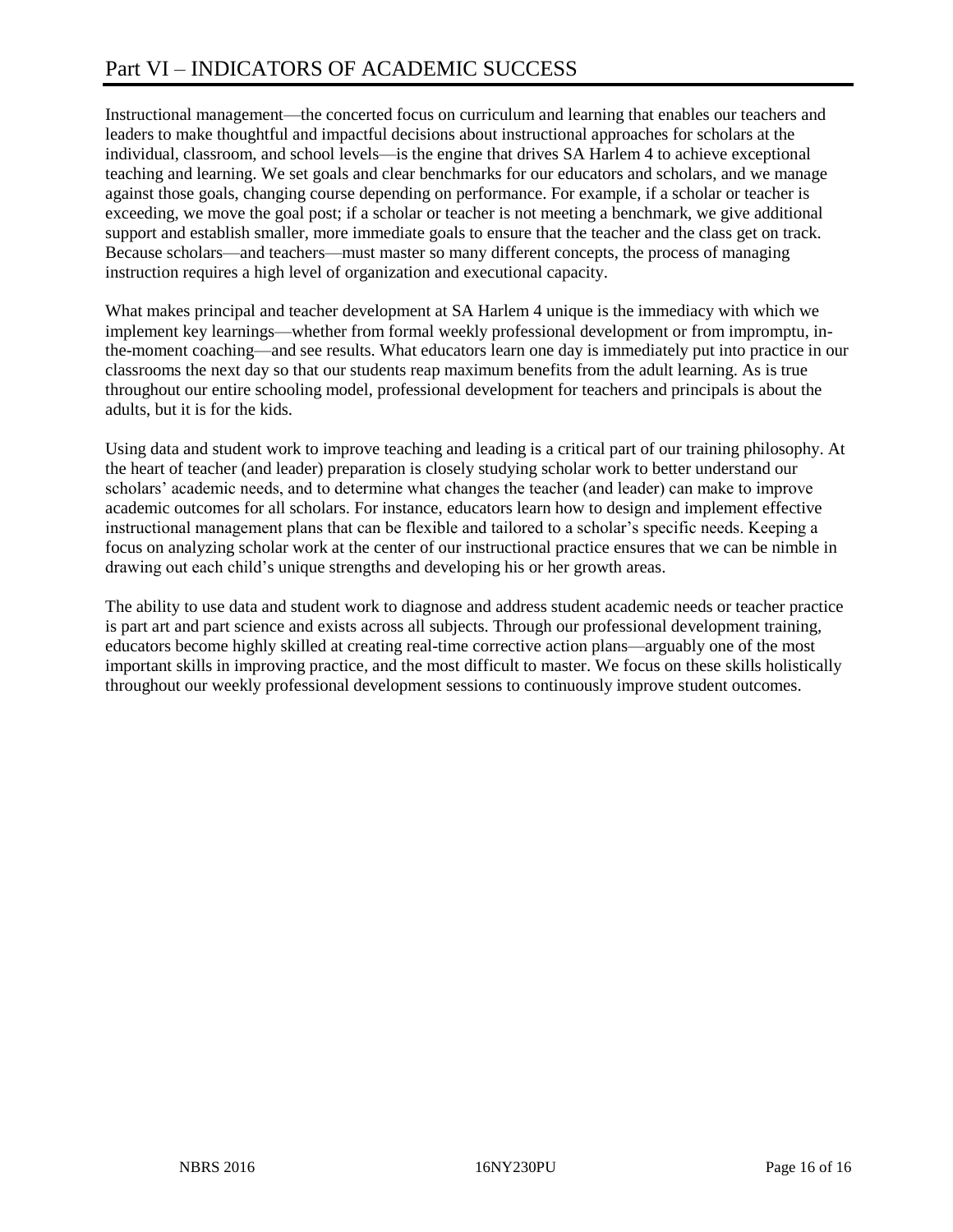# Part VI – INDICATORS OF ACADEMIC SUCCESS

Instructional management—the concerted focus on curriculum and learning that enables our teachers and leaders to make thoughtful and impactful decisions about instructional approaches for scholars at the individual, classroom, and school levels—is the engine that drives SA Harlem 4 to achieve exceptional teaching and learning. We set goals and clear benchmarks for our educators and scholars, and we manage against those goals, changing course depending on performance. For example, if a scholar or teacher is exceeding, we move the goal post; if a scholar or teacher is not meeting a benchmark, we give additional support and establish smaller, more immediate goals to ensure that the teacher and the class get on track. Because scholars—and teachers—must master so many different concepts, the process of managing instruction requires a high level of organization and executional capacity.

What makes principal and teacher development at SA Harlem 4 unique is the immediacy with which we implement key learnings—whether from formal weekly professional development or from impromptu, in-the-moment coaching—and see results. What educators learn one day is immediately put into practice in our classrooms the next day so that our students reap maximum benefits from the adult learning. As is true throughout our entire schooling model, professional development for teachers and principals is about the adults, but it is for the kids.

Using data and student work to improve teaching and leading is a critical part of our training philosophy. At the heart of teacher (and leader) preparation is closely studying scholar work to better understand our scholars' academic needs, and to determine what changes the teacher (and leader) can make to improve academic outcomes for all scholars. For instance, educators learn how to design and implement effective instructional management plans that can be flexible and tailored to a scholar's specific needs. Keeping a focus on analyzing scholar work at the center of our instructional practice ensures that we can be nimble in drawing out each child's unique strengths and developing his or her growth areas.

The ability to use data and student work to diagnose and address student academic needs or teacher practice is part art and part science and exists across all subjects. Through our professional development training, educators become highly skilled at creating real-time corrective action plans—arguably one of the most important skills in improving practice, and the most difficult to master. We focus on these skills holistically throughout our weekly professional development sessions to continuously improve student outcomes.